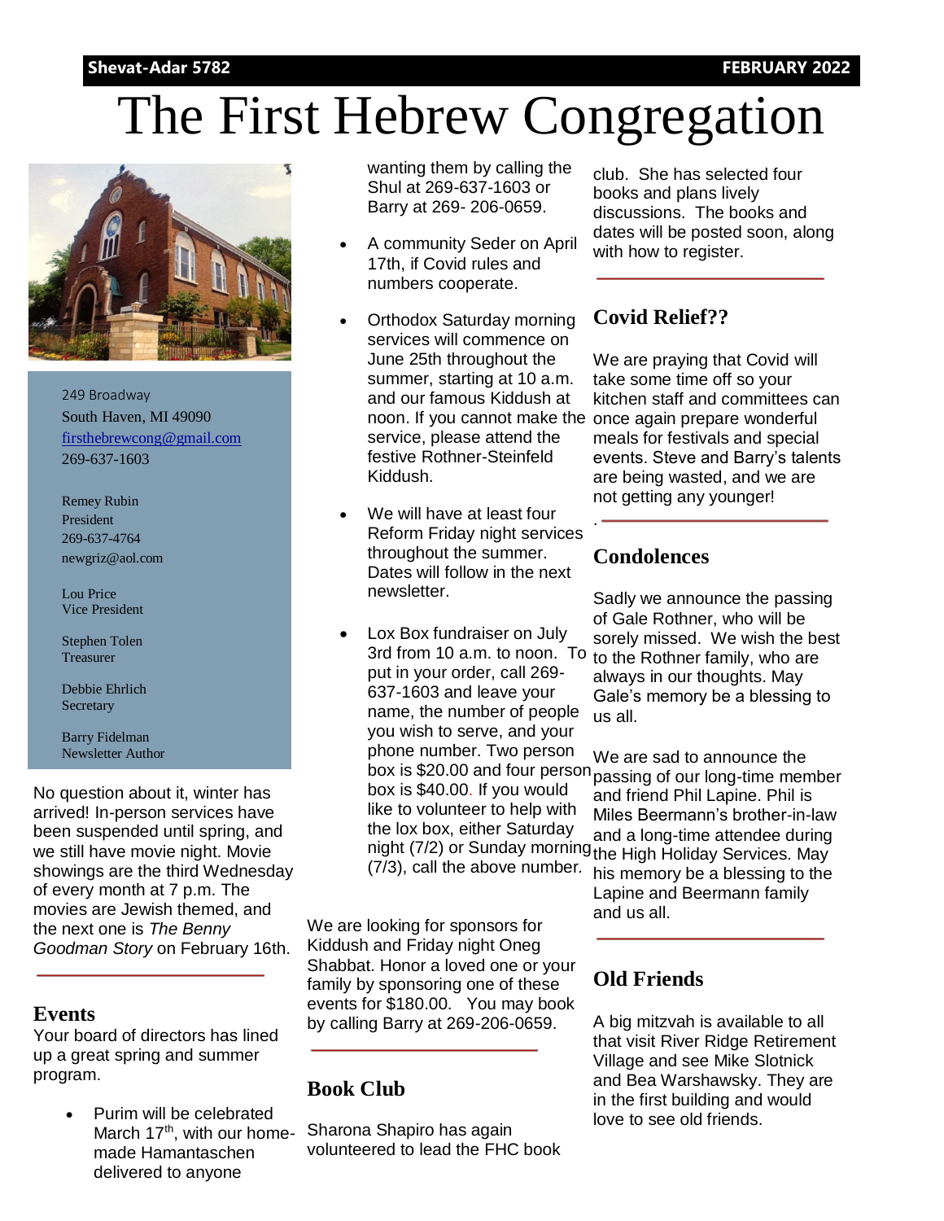Shevat-Adar 5782 FEBRUARY 2022

# The First Hebrew Congregation

249 Broadway
South Haven, MI 49090
firsthebrewcong@gmail.com
269-637-1603

Remey Rubin
President
269-637-4764
newgriz@aol.com

Lou Price
Vice President

Stephen Tolen
Treasurer

Debbie Ehrlich
Secretary

Barry Fidelman
Newsletter Author

No question about it, winter has arrived! In-person services have been suspended until spring, and we still have movie night. Movie showings are the third Wednesday of every month at 7 p.m. The movies are Jewish themed, and the next one is *The Benny Goodman Story* on February 16th.

## Events

Your board of directors has lined up a great spring and summer program.

- Purim will be celebrated March 17th, with our home-made Hamantaschen delivered to anyone wanting them by calling the Shul at 269-637-1603 or Barry at 269- 206-0659.
- A community Seder on April 17th, if Covid rules and numbers cooperate.
- Orthodox Saturday morning services will commence on June 25th throughout the summer, starting at 10 a.m. and our famous Kiddush at noon. If you cannot make the service, please attend the festive Rothner-Steinfeld Kiddush.
- We will have at least four Reform Friday night services throughout the summer. Dates will follow in the next newsletter.
- Lox Box fundraiser on July 3rd from 10 a.m. to noon. To put in your order, call 269-637-1603 and leave your name, the number of people you wish to serve, and your phone number. Two person box is $20.00 and four person box is $40.00. If you would like to volunteer to help with the lox box, either Saturday night (7/2) or Sunday morning (7/3), call the above number.

We are looking for sponsors for Kiddush and Friday night Oneg Shabbat. Honor a loved one or your family by sponsoring one of these events for $180.00. You may book by calling Barry at 269-206-0659.

## Book Club

Sharona Shapiro has again volunteered to lead the FHC book club. She has selected four books and plans lively discussions. The books and dates will be posted soon, along with how to register.

## Covid Relief??

We are praying that Covid will take some time off so your kitchen staff and committees can once again prepare wonderful meals for festivals and special events. Steve and Barry's talents are being wasted, and we are not getting any younger!

## Condolences

Sadly we announce the passing of Gale Rothner, who will be sorely missed. We wish the best to the Rothner family, who are always in our thoughts. May Gale's memory be a blessing to us all.

We are sad to announce the passing of our long-time member and friend Phil Lapine. Phil is Miles Beermann's brother-in-law and a long-time attendee during the High Holiday Services. May his memory be a blessing to the Lapine and Beermann family and us all.

## Old Friends

A big mitzvah is available to all that visit River Ridge Retirement Village and see Mike Slotnick and Bea Warshawsky. They are in the first building and would love to see old friends.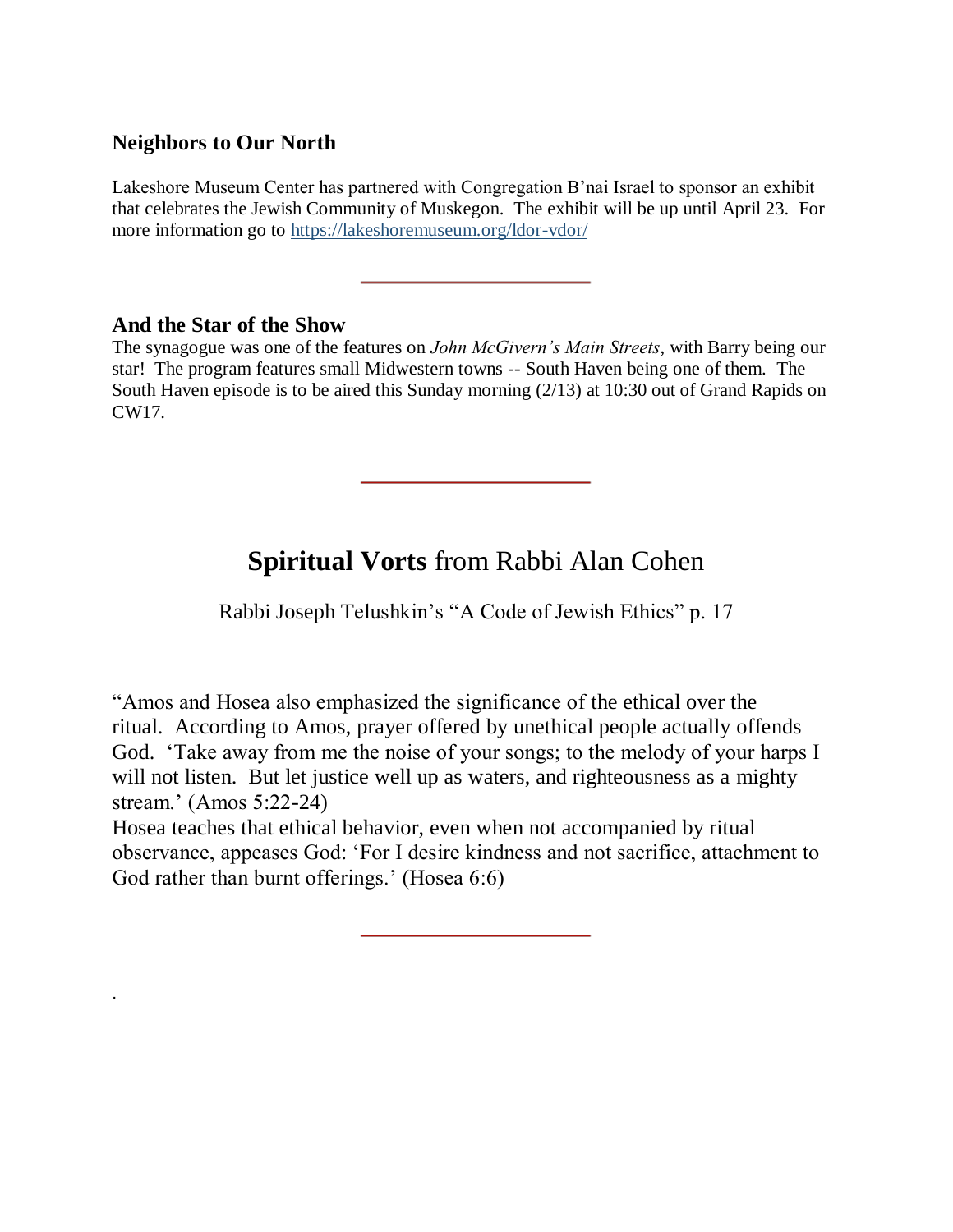### Neighbors to Our North

Lakeshore Museum Center has partnered with Congregation B'nai Israel to sponsor an exhibit that celebrates the Jewish Community of Muskegon. The exhibit will be up until April 23. For more information go to [https://lakeshoremuseum.org/ldor-vdor/](https://lakeshoremuseum.org/ldor-vdor/)

---

### And the Star of the Show

The synagogue was one of the features on *John McGivern's Main Streets*, with Barry being our star! The program features small Midwestern towns -- South Haven being one of them. The South Haven episode is to be aired this Sunday morning (2/13) at 10:30 out of Grand Rapids on CW17.

---

## **Spiritual Vorts** from Rabbi Alan Cohen

Rabbi Joseph Telushkin's "A Code of Jewish Ethics" p. 17

"Amos and Hosea also emphasized the significance of the ethical over the ritual. According to Amos, prayer offered by unethical people actually offends God. 'Take away from me the noise of your songs; to the melody of your harps I will not listen. But let justice well up as waters, and righteousness as a mighty stream.' (Amos 5:22-24)
Hosea teaches that ethical behavior, even when not accompanied by ritual observance, appeases God: 'For I desire kindness and not sacrifice, attachment to God rather than burnt offerings.' (Hosea 6:6)

---